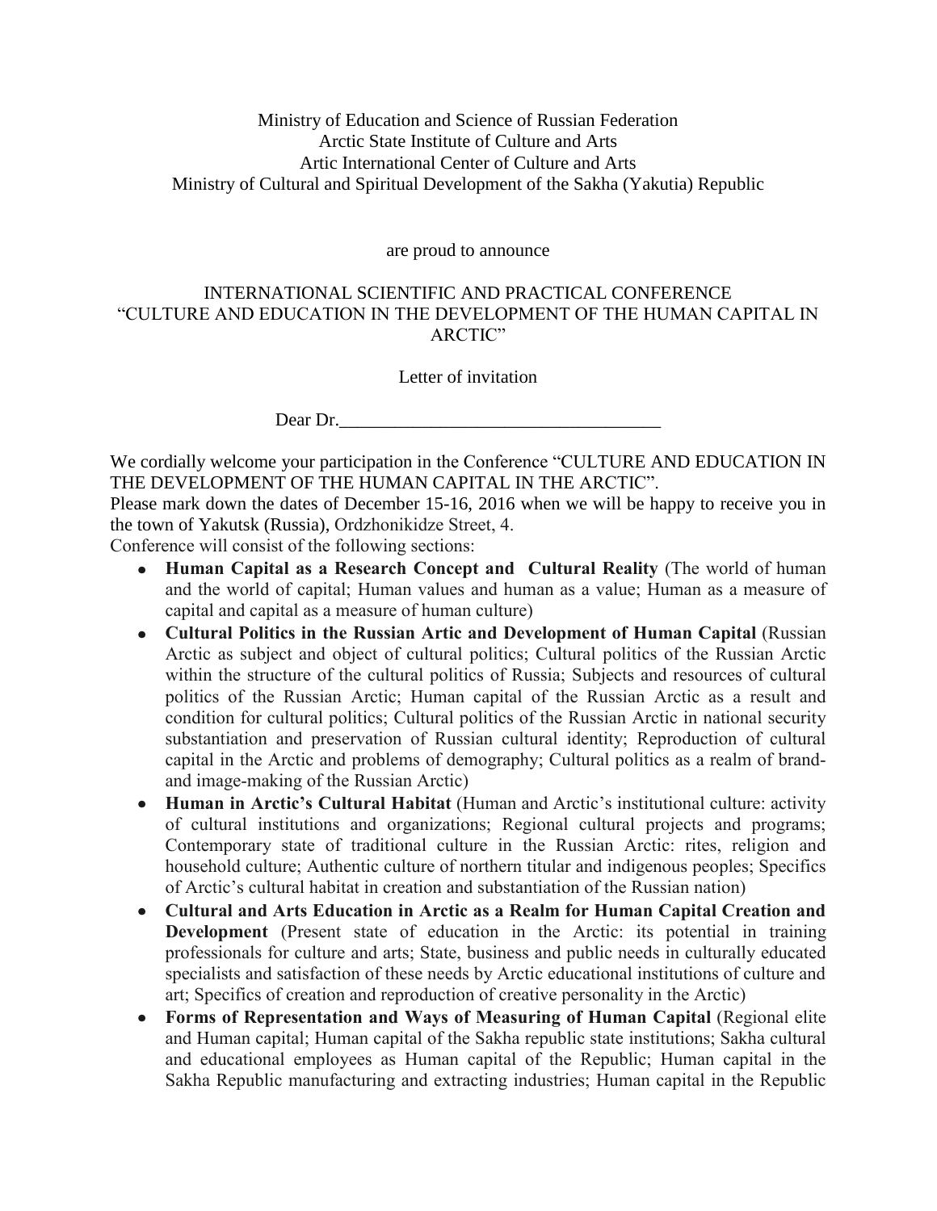Ministry of Education and Science of Russian Federation
Arctic State Institute of Culture and Arts
Artic International Center of Culture and Arts
Ministry of Cultural and Spiritual Development of the Sakha (Yakutia) Republic

are proud to announce

INTERNATIONAL SCIENTIFIC AND PRACTICAL CONFERENCE
"CULTURE AND EDUCATION IN THE DEVELOPMENT OF THE HUMAN CAPITAL IN ARCTIC"

Letter of invitation

Dear Dr.___________________________________

We cordially welcome your participation in the Conference "CULTURE AND EDUCATION IN THE DEVELOPMENT OF THE HUMAN CAPITAL IN THE ARCTIC".
Please mark down the dates of December 15-16, 2016 when we will be happy to receive you in the town of Yakutsk (Russia), Ordzhonikidze Street, 4.
Conference will consist of the following sections:

- **Human Capital as a Research Concept and Cultural Reality** (The world of human and the world of capital; Human values and human as a value; Human as a measure of capital and capital as a measure of human culture)
- **Cultural Politics in the Russian Artic and Development of Human Capital** (Russian Arctic as subject and object of cultural politics; Cultural politics of the Russian Arctic within the structure of the cultural politics of Russia; Subjects and resources of cultural politics of the Russian Arctic; Human capital of the Russian Arctic as a result and condition for cultural politics; Cultural politics of the Russian Arctic in national security substantiation and preservation of Russian cultural identity; Reproduction of cultural capital in the Arctic and problems of demography; Cultural politics as a realm of brand- and image-making of the Russian Arctic)
- **Human in Arctic's Cultural Habitat** (Human and Arctic's institutional culture: activity of cultural institutions and organizations; Regional cultural projects and programs; Contemporary state of traditional culture in the Russian Arctic: rites, religion and household culture; Authentic culture of northern titular and indigenous peoples; Specifics of Arctic's cultural habitat in creation and substantiation of the Russian nation)
- **Cultural and Arts Education in Arctic as a Realm for Human Capital Creation and Development** (Present state of education in the Arctic: its potential in training professionals for culture and arts; State, business and public needs in culturally educated specialists and satisfaction of these needs by Arctic educational institutions of culture and art; Specifics of creation and reproduction of creative personality in the Arctic)
- **Forms of Representation and Ways of Measuring of Human Capital** (Regional elite and Human capital; Human capital of the Sakha republic state institutions; Sakha cultural and educational employees as Human capital of the Republic; Human capital in the Sakha Republic manufacturing and extracting industries; Human capital in the Republic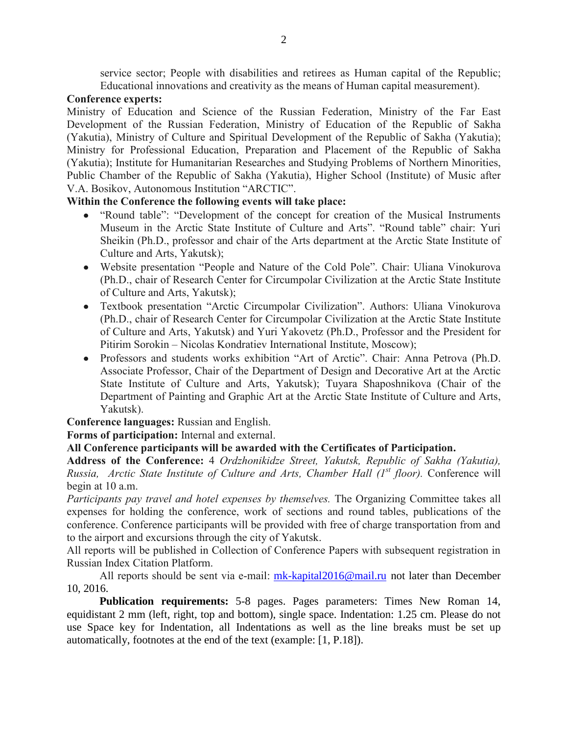service sector; People with disabilities and retirees as Human capital of the Republic; Educational innovations and creativity as the means of Human capital measurement).

**Conference experts:**
Ministry of Education and Science of the Russian Federation, Ministry of the Far East Development of the Russian Federation, Ministry of Education of the Republic of Sakha (Yakutia), Ministry of Culture and Spiritual Development of the Republic of Sakha (Yakutia); Ministry for Professional Education, Preparation and Placement of the Republic of Sakha (Yakutia); Institute for Humanitarian Researches and Studying Problems of Northern Minorities, Public Chamber of the Republic of Sakha (Yakutia), Higher School (Institute) of Music after V.A. Bosikov, Autonomous Institution "ARCTIC".

**Within the Conference the following events will take place:**

- "Round table": "Development of the concept for creation of the Musical Instruments Museum in the Arctic State Institute of Culture and Arts". "Round table" chair: Yuri Sheikin (Ph.D., professor and chair of the Arts department at the Arctic State Institute of Culture and Arts, Yakutsk);
- Website presentation "People and Nature of the Cold Pole". Chair: Uliana Vinokurova (Ph.D., chair of Research Center for Circumpolar Civilization at the Arctic State Institute of Culture and Arts, Yakutsk);
- Textbook presentation "Arctic Circumpolar Civilization". Authors: Uliana Vinokurova (Ph.D., chair of Research Center for Circumpolar Civilization at the Arctic State Institute of Culture and Arts, Yakutsk) and Yuri Yakovetz (Ph.D., Professor and the President for Pitirim Sorokin – Nicolas Kondratiev International Institute, Moscow);
- Professors and students works exhibition "Art of Arctic". Chair: Anna Petrova (Ph.D. Associate Professor, Chair of the Department of Design and Decorative Art at the Arctic State Institute of Culture and Arts, Yakutsk); Tuyara Shaposhnikova (Chair of the Department of Painting and Graphic Art at the Arctic State Institute of Culture and Arts, Yakutsk).

**Conference languages:** Russian and English.

**Forms of participation:** Internal and external.

**All Conference participants will be awarded with the Certificates of Participation.**

**Address of the Conference:** 4 *Ordzhonikidze Street, Yakutsk, Republic of Sakha (Yakutia), Russia, Arctic State Institute of Culture and Arts, Chamber Hall (1st floor).* Conference will begin at 10 a.m.

*Participants pay travel and hotel expenses by themselves.* The Organizing Committee takes all expenses for holding the conference, work of sections and round tables, publications of the conference. Conference participants will be provided with free of charge transportation from and to the airport and excursions through the city of Yakutsk.

All reports will be published in Collection of Conference Papers with subsequent registration in Russian Index Citation Platform.

All reports should be sent via e-mail: mk-kapital2016@mail.ru not later than December 10, 2016.

**Publication requirements:** 5-8 pages. Pages parameters: Times New Roman 14, equidistant 2 mm (left, right, top and bottom), single space. Indentation: 1.25 cm. Please do not use Space key for Indentation, all Indentations as well as the line breaks must be set up automatically, footnotes at the end of the text (example: [1, P.18]).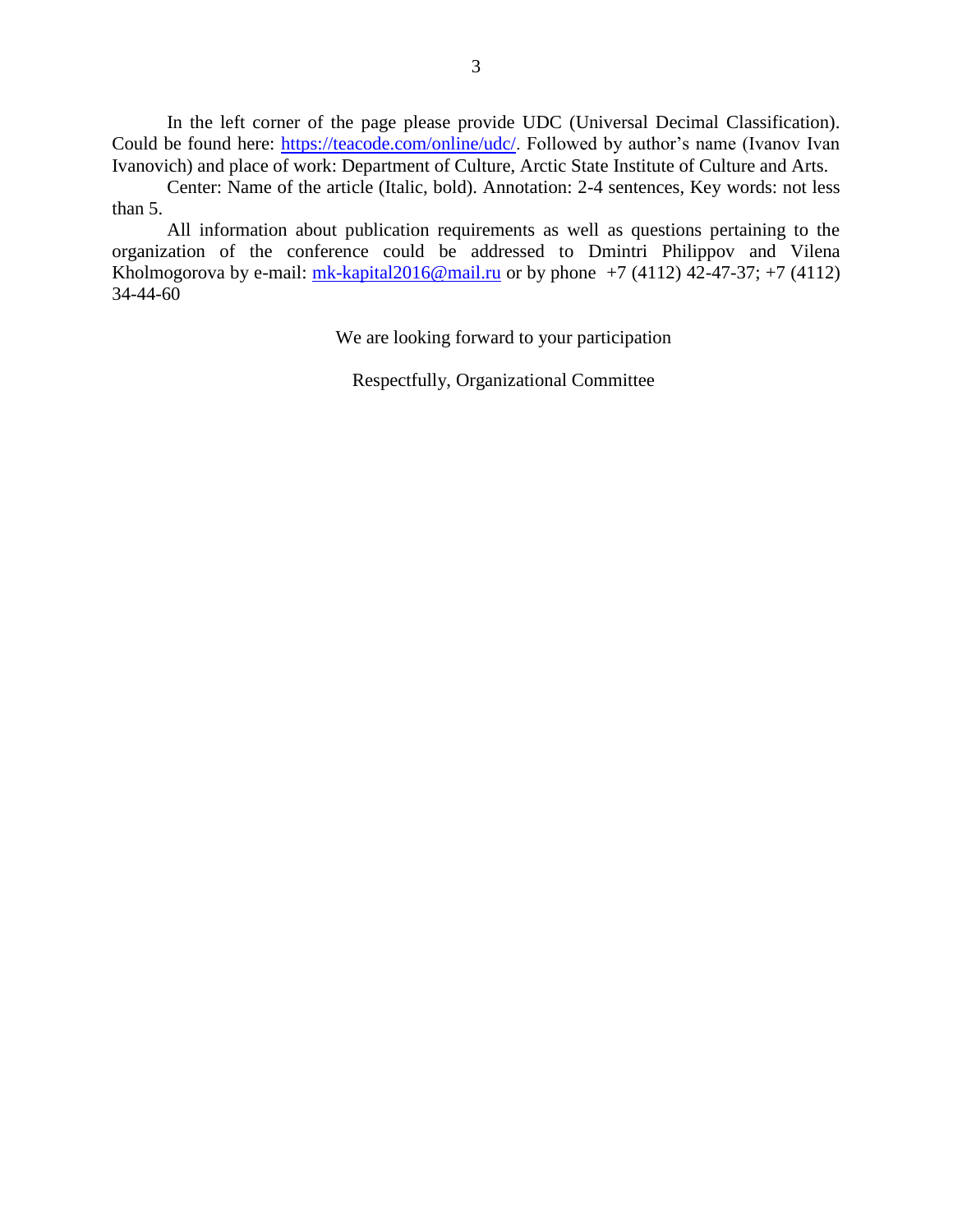In the left corner of the page please provide UDC (Universal Decimal Classification). Could be found here: https://teacode.com/online/udc/. Followed by author's name (Ivanov Ivan Ivanovich) and place of work: Department of Culture, Arctic State Institute of Culture and Arts.

Center: Name of the article (Italic, bold). Annotation: 2-4 sentences, Key words: not less than 5.

All information about publication requirements as well as questions pertaining to the organization of the conference could be addressed to Dmintri Philippov and Vilena Kholmogorova by e-mail: mk-kapital2016@mail.ru or by phone +7 (4112) 42-47-37; +7 (4112) 34-44-60

We are looking forward to your participation

Respectfully, Organizational Committee